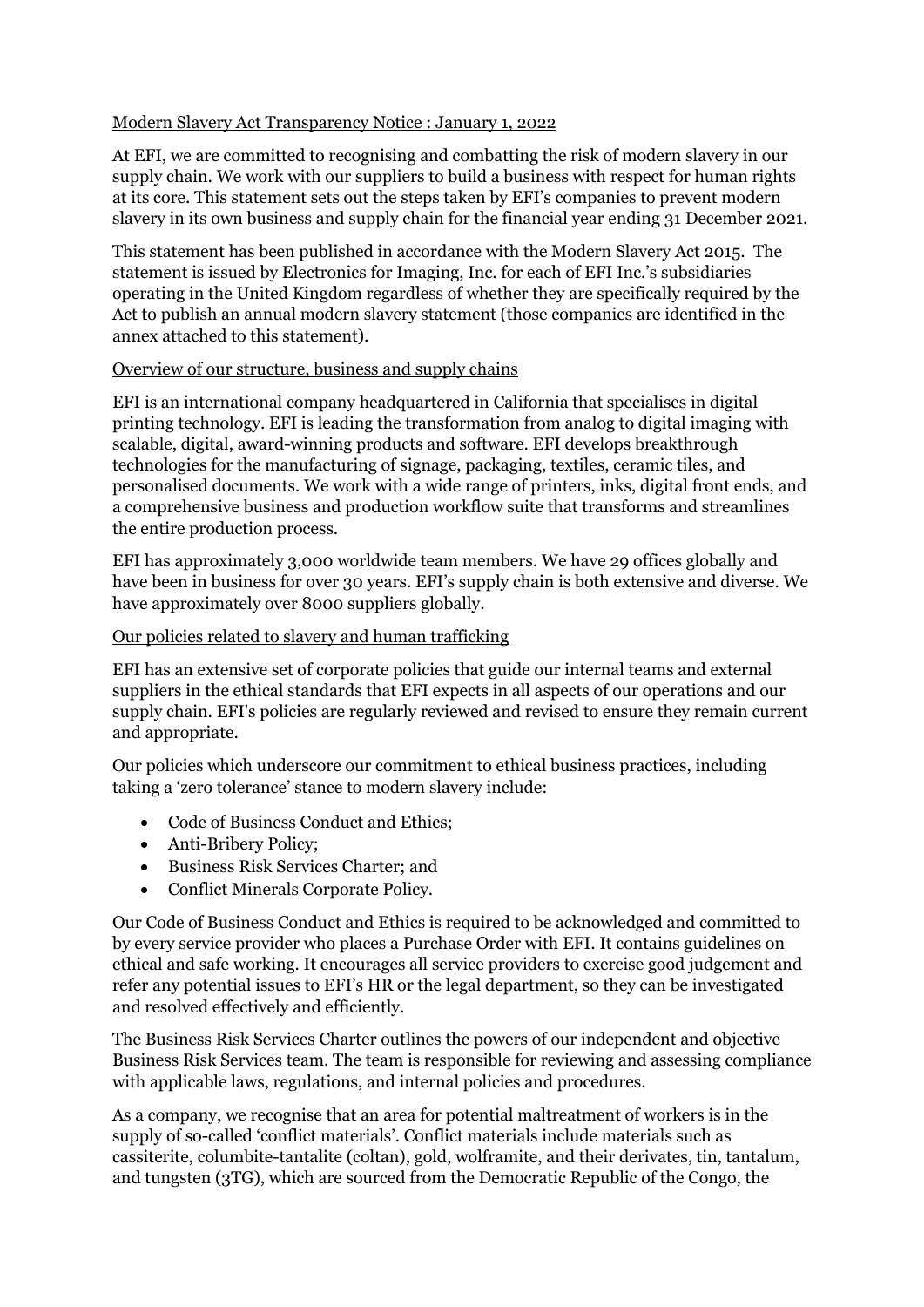## Modern Slavery Act Transparency Notice : January 1, 2022

At EFI, we are committed to recognising and combatting the risk of modern slavery in our supply chain. We work with our suppliers to build a business with respect for human rights at its core. This statement sets out the steps taken by EFI's companies to prevent modern slavery in its own business and supply chain for the financial year ending 31 December 2021.

This statement has been published in accordance with the Modern Slavery Act 2015. The statement is issued by Electronics for Imaging, Inc. for each of EFI Inc.'s subsidiaries operating in the United Kingdom regardless of whether they are specifically required by the Act to publish an annual modern slavery statement (those companies are identified in the annex attached to this statement).

### Overview of our structure, business and supply chains

EFI is an international company headquartered in California that specialises in digital printing technology. EFI is leading the transformation from analog to digital imaging with scalable, digital, award-winning products and software. EFI develops breakthrough technologies for the manufacturing of signage, packaging, textiles, ceramic tiles, and personalised documents. We work with a wide range of printers, inks, digital front ends, and a comprehensive business and production workflow suite that transforms and streamlines the entire production process.

EFI has approximately 3,000 worldwide team members. We have 29 offices globally and have been in business for over 30 years. EFI's supply chain is both extensive and diverse. We have approximately over 8000 suppliers globally.

### Our policies related to slavery and human trafficking

EFI has an extensive set of corporate policies that guide our internal teams and external suppliers in the ethical standards that EFI expects in all aspects of our operations and our supply chain. EFI's policies are regularly reviewed and revised to ensure they remain current and appropriate.

Our policies which underscore our commitment to ethical business practices, including taking a 'zero tolerance' stance to modern slavery include:

- Code of Business Conduct and Ethics;
- Anti-Bribery Policy;
- Business Risk Services Charter; and
- Conflict Minerals Corporate Policy.

Our Code of Business Conduct and Ethics is required to be acknowledged and committed to by every service provider who places a Purchase Order with EFI. It contains guidelines on ethical and safe working. It encourages all service providers to exercise good judgement and refer any potential issues to EFI's HR or the legal department, so they can be investigated and resolved effectively and efficiently.

The Business Risk Services Charter outlines the powers of our independent and objective Business Risk Services team. The team is responsible for reviewing and assessing compliance with applicable laws, regulations, and internal policies and procedures.

As a company, we recognise that an area for potential maltreatment of workers is in the supply of so-called 'conflict materials'. Conflict materials include materials such as cassiterite, columbite-tantalite (coltan), gold, wolframite, and their derivates, tin, tantalum, and tungsten (3TG), which are sourced from the Democratic Republic of the Congo, the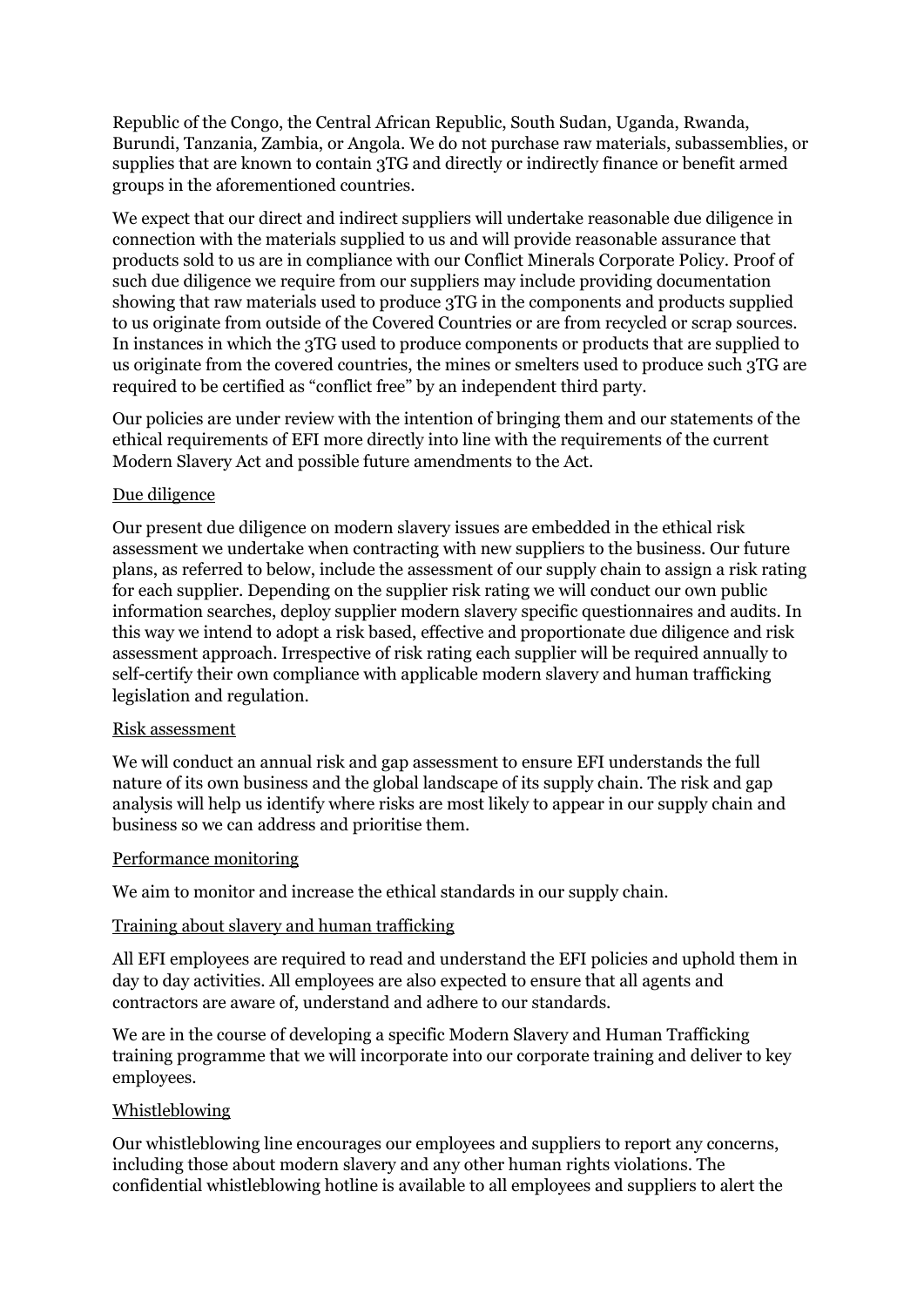Republic of the Congo, the Central African Republic, South Sudan, Uganda, Rwanda, Burundi, Tanzania, Zambia, or Angola. We do not purchase raw materials, subassemblies, or supplies that are known to contain 3TG and directly or indirectly finance or benefit armed groups in the aforementioned countries.

We expect that our direct and indirect suppliers will undertake reasonable due diligence in connection with the materials supplied to us and will provide reasonable assurance that products sold to us are in compliance with our Conflict Minerals Corporate Policy. Proof of such due diligence we require from our suppliers may include providing documentation showing that raw materials used to produce 3TG in the components and products supplied to us originate from outside of the Covered Countries or are from recycled or scrap sources. In instances in which the 3TG used to produce components or products that are supplied to us originate from the covered countries, the mines or smelters used to produce such 3TG are required to be certified as "conflict free" by an independent third party.

Our policies are under review with the intention of bringing them and our statements of the ethical requirements of EFI more directly into line with the requirements of the current Modern Slavery Act and possible future amendments to the Act.

## Due diligence

Our present due diligence on modern slavery issues are embedded in the ethical risk assessment we undertake when contracting with new suppliers to the business. Our future plans, as referred to below, include the assessment of our supply chain to assign a risk rating for each supplier. Depending on the supplier risk rating we will conduct our own public information searches, deploy supplier modern slavery specific questionnaires and audits. In this way we intend to adopt a risk based, effective and proportionate due diligence and risk assessment approach. Irrespective of risk rating each supplier will be required annually to self-certify their own compliance with applicable modern slavery and human trafficking legislation and regulation.

## Risk assessment

We will conduct an annual risk and gap assessment to ensure EFI understands the full nature of its own business and the global landscape of its supply chain. The risk and gap analysis will help us identify where risks are most likely to appear in our supply chain and business so we can address and prioritise them.

## Performance monitoring

We aim to monitor and increase the ethical standards in our supply chain.

## Training about slavery and human trafficking

All EFI employees are required to read and understand the EFI policies and uphold them in day to day activities. All employees are also expected to ensure that all agents and contractors are aware of, understand and adhere to our standards.

We are in the course of developing a specific Modern Slavery and Human Trafficking training programme that we will incorporate into our corporate training and deliver to key employees.

## Whistleblowing

Our whistleblowing line encourages our employees and suppliers to report any concerns, including those about modern slavery and any other human rights violations. The confidential whistleblowing hotline is available to all employees and suppliers to alert the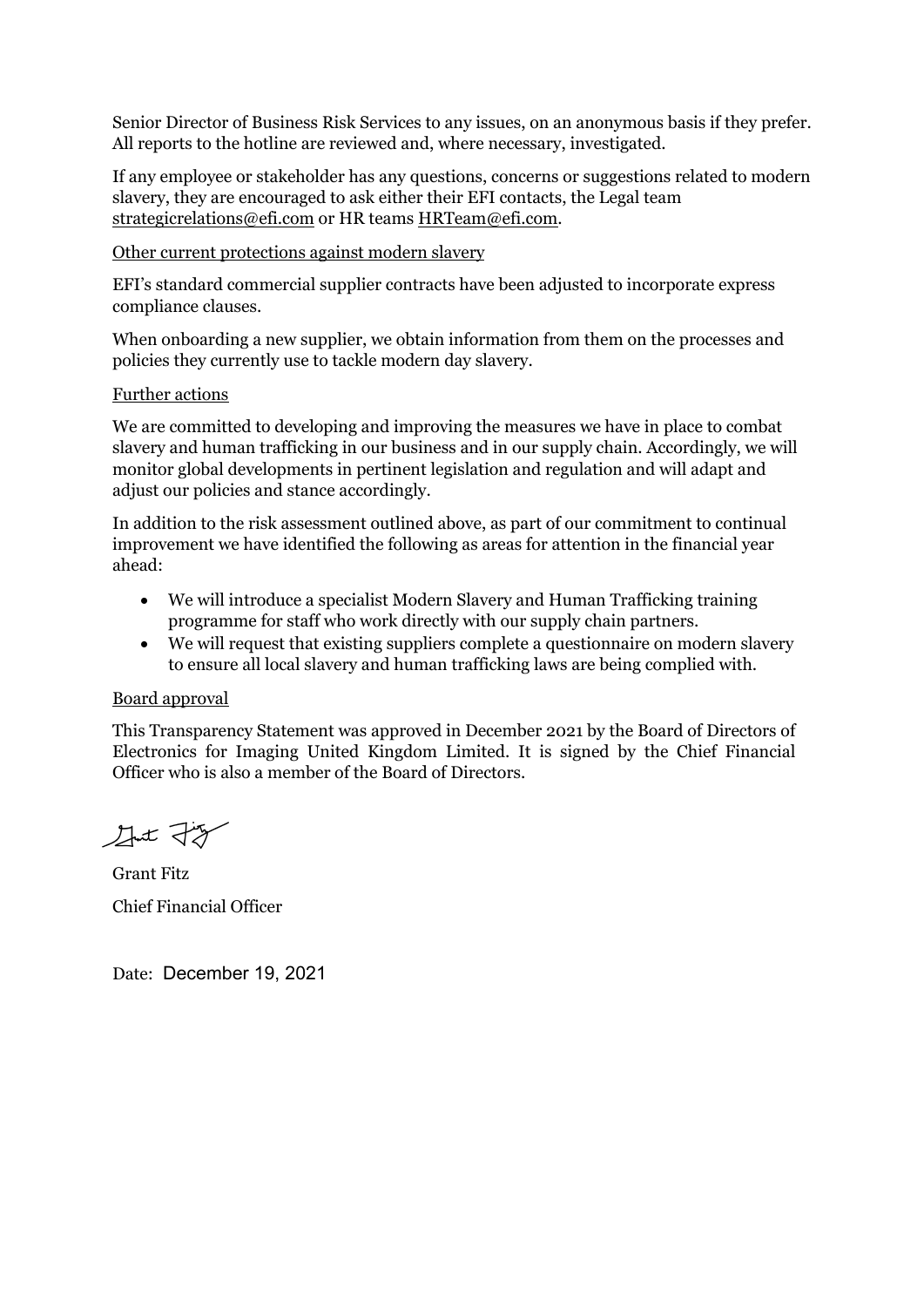Senior Director of Business Risk Services to any issues, on an anonymous basis if they prefer. All reports to the hotline are reviewed and, where necessary, investigated.

If any employee or stakeholder has any questions, concerns or suggestions related to modern slavery, they are encouraged to ask either their EFI contacts, the Legal team strategicrelations@efi.com or HR teams HRTeam@efi.com.

Other current protections against modern slavery

EFI's standard commercial supplier contracts have been adjusted to incorporate express compliance clauses.

When onboarding a new supplier, we obtain information from them on the processes and policies they currently use to tackle modern day slavery.

Further actions

We are committed to developing and improving the measures we have in place to combat slavery and human trafficking in our business and in our supply chain. Accordingly, we will monitor global developments in pertinent legislation and regulation and will adapt and adjust our policies and stance accordingly.

In addition to the risk assessment outlined above, as part of our commitment to continual improvement we have identified the following as areas for attention in the financial year ahead:

- We will introduce a specialist Modern Slavery and Human Trafficking training programme for staff who work directly with our supply chain partners.
- We will request that existing suppliers complete a questionnaire on modern slavery to ensure all local slavery and human trafficking laws are being complied with.

Board approval

This Transparency Statement was approved in December 2021 by the Board of Directors of Electronics for Imaging United Kingdom Limited. It is signed by the Chief Financial Officer who is also a member of the Board of Directors.

Grant Fitz

Chief Financial Officer

Date: December 19, 2021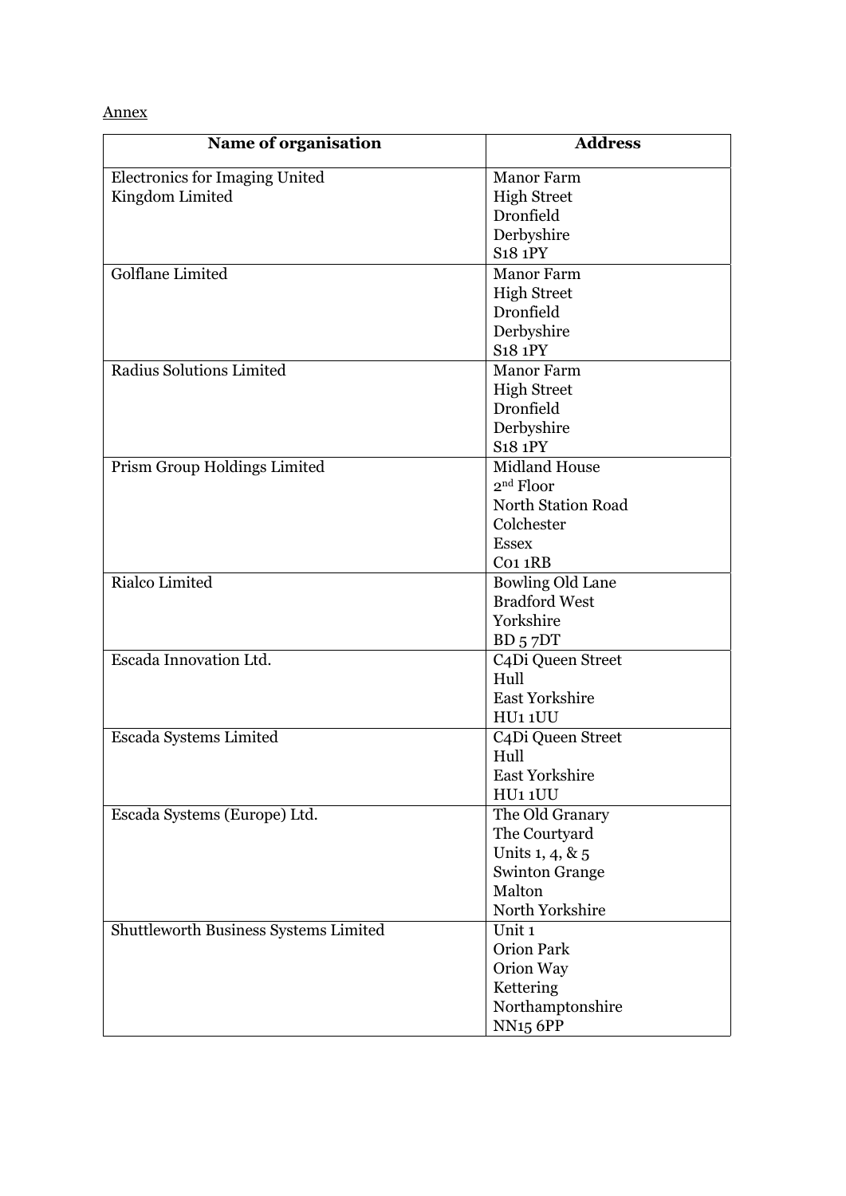Annex

| Name of organisation | Address |
|---|---|
| Electronics for Imaging United Kingdom Limited | Manor Farm<br>High Street<br>Dronfield<br>Derbyshire<br>S18 1PY |
| Golflane Limited | Manor Farm<br>High Street<br>Dronfield<br>Derbyshire<br>S18 1PY |
| Radius Solutions Limited | Manor Farm<br>High Street<br>Dronfield<br>Derbyshire<br>S18 1PY |
| Prism Group Holdings Limited | Midland House<br>2nd Floor<br>North Station Road<br>Colchester<br>Essex<br>Co1 1RB |
| Rialco Limited | Bowling Old Lane<br>Bradford West<br>Yorkshire<br>BD 5 7DT |
| Escada Innovation Ltd. | C4Di Queen Street<br>Hull<br>East Yorkshire<br>HU1 1UU |
| Escada Systems Limited | C4Di Queen Street<br>Hull<br>East Yorkshire<br>HU1 1UU |
| Escada Systems (Europe) Ltd. | The Old Granary<br>The Courtyard<br>Units 1, 4, & 5<br>Swinton Grange<br>Malton<br>North Yorkshire |
| Shuttleworth Business Systems Limited | Unit 1<br>Orion Park<br>Orion Way<br>Kettering<br>Northamptonshire<br>NN15 6PP |